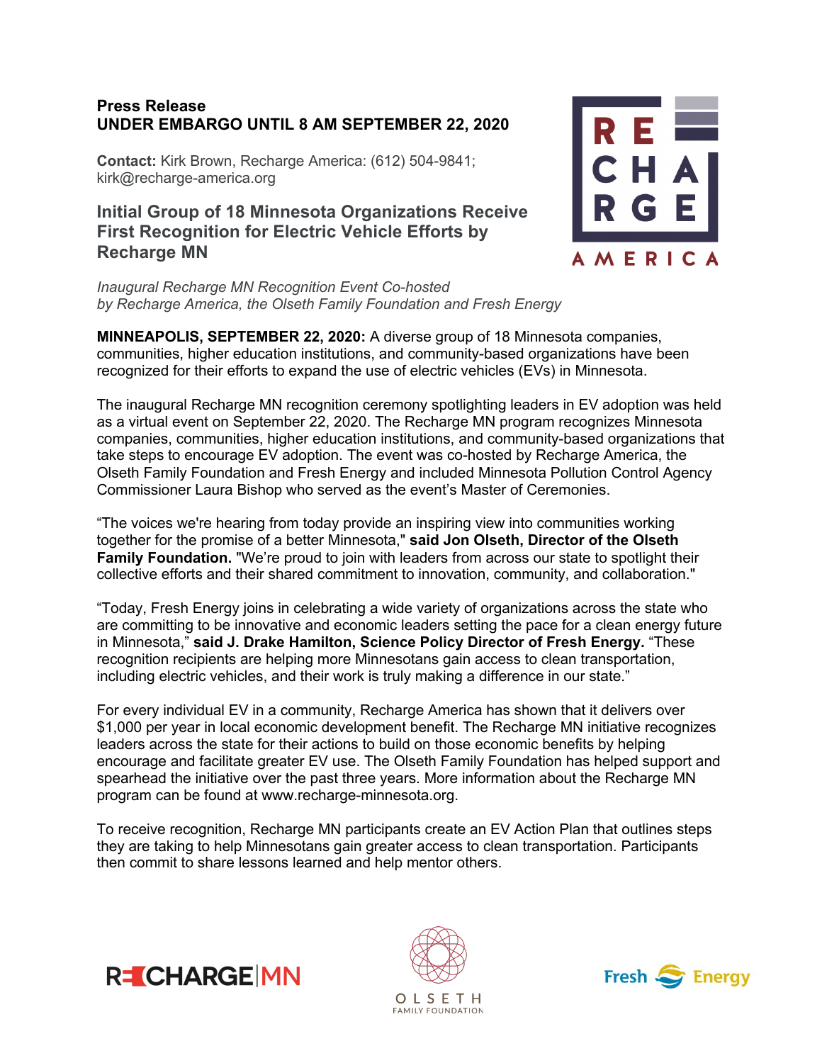**Press Release**
**UNDER EMBARGO UNTIL 8 AM SEPTEMBER 22, 2020**

**Contact:** Kirk Brown, Recharge America: (612) 504-9841; kirk@recharge-america.org

## Initial Group of 18 Minnesota Organizations Receive First Recognition for Electric Vehicle Efforts by Recharge MN

*Inaugural Recharge MN Recognition Event Co-hosted by Recharge America, the Olseth Family Foundation and Fresh Energy*

**MINNEAPOLIS, SEPTEMBER 22, 2020:** A diverse group of 18 Minnesota companies, communities, higher education institutions, and community-based organizations have been recognized for their efforts to expand the use of electric vehicles (EVs) in Minnesota.

The inaugural Recharge MN recognition ceremony spotlighting leaders in EV adoption was held as a virtual event on September 22, 2020. The Recharge MN program recognizes Minnesota companies, communities, higher education institutions, and community-based organizations that take steps to encourage EV adoption. The event was co-hosted by Recharge America, the Olseth Family Foundation and Fresh Energy and included Minnesota Pollution Control Agency Commissioner Laura Bishop who served as the event's Master of Ceremonies.

"The voices we're hearing from today provide an inspiring view into communities working together for the promise of a better Minnesota," **said Jon Olseth, Director of the Olseth Family Foundation.** "We're proud to join with leaders from across our state to spotlight their collective efforts and their shared commitment to innovation, community, and collaboration."

"Today, Fresh Energy joins in celebrating a wide variety of organizations across the state who are committing to be innovative and economic leaders setting the pace for a clean energy future in Minnesota," **said J. Drake Hamilton, Science Policy Director of Fresh Energy.** "These recognition recipients are helping more Minnesotans gain access to clean transportation, including electric vehicles, and their work is truly making a difference in our state."

For every individual EV in a community, Recharge America has shown that it delivers over $1,000 per year in local economic development benefit. The Recharge MN initiative recognizes leaders across the state for their actions to build on those economic benefits by helping encourage and facilitate greater EV use. The Olseth Family Foundation has helped support and spearhead the initiative over the past three years. More information about the Recharge MN program can be found at www.recharge-minnesota.org.

To receive recognition, Recharge MN participants create an EV Action Plan that outlines steps they are taking to help Minnesotans gain greater access to clean transportation. Participants then commit to share lessons learned and help mentor others.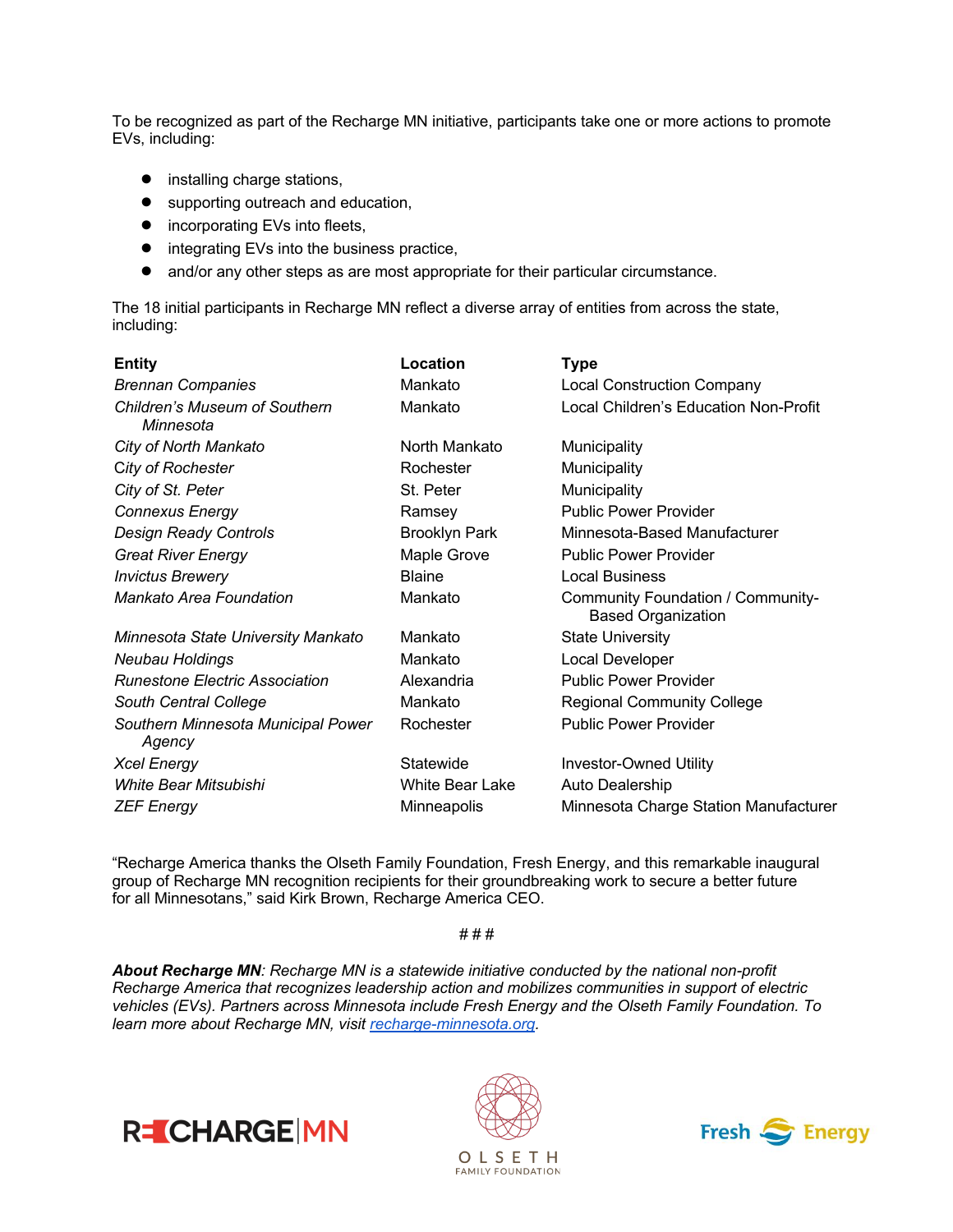To be recognized as part of the Recharge MN initiative, participants take one or more actions to promote EVs, including:

- installing charge stations,
- supporting outreach and education,
- incorporating EVs into fleets,
- integrating EVs into the business practice,
- and/or any other steps as are most appropriate for their particular circumstance.

The 18 initial participants in Recharge MN reflect a diverse array of entities from across the state, including:

| **Entity** | **Location** | **Type** |
|---|---|---|
| *Brennan Companies* | Mankato | Local Construction Company |
| *Children's Museum of Southern Minnesota* | Mankato | Local Children's Education Non-Profit |
| *City of North Mankato* | North Mankato | Municipality |
| *City of Rochester* | Rochester | Municipality |
| *City of St. Peter* | St. Peter | Municipality |
| *Connexus Energy* | Ramsey | Public Power Provider |
| *Design Ready Controls* | Brooklyn Park | Minnesota-Based Manufacturer |
| *Great River Energy* | Maple Grove | Public Power Provider |
| *Invictus Brewery* | Blaine | Local Business |
| *Mankato Area Foundation* | Mankato | Community Foundation / Community-Based Organization |
| *Minnesota State University Mankato* | Mankato | State University |
| *Neubau Holdings* | Mankato | Local Developer |
| *Runestone Electric Association* | Alexandria | Public Power Provider |
| *South Central College* | Mankato | Regional Community College |
| *Southern Minnesota Municipal Power Agency* | Rochester | Public Power Provider |
| *Xcel Energy* | Statewide | Investor-Owned Utility |
| *White Bear Mitsubishi* | White Bear Lake | Auto Dealership |
| *ZEF Energy* | Minneapolis | Minnesota Charge Station Manufacturer |

"Recharge America thanks the Olseth Family Foundation, Fresh Energy, and this remarkable inaugural group of Recharge MN recognition recipients for their groundbreaking work to secure a better future for all Minnesotans," said Kirk Brown, Recharge America CEO.

###

***About Recharge MN**: Recharge MN is a statewide initiative conducted by the national non-profit Recharge America that recognizes leadership action and mobilizes communities in support of electric vehicles (EVs). Partners across Minnesota include Fresh Energy and the Olseth Family Foundation. To learn more about Recharge MN, visit [recharge-minnesota.org](recharge-minnesota.org).*

RECHARGE MN

OLSETH FAMILY FOUNDATION

Fresh Energy